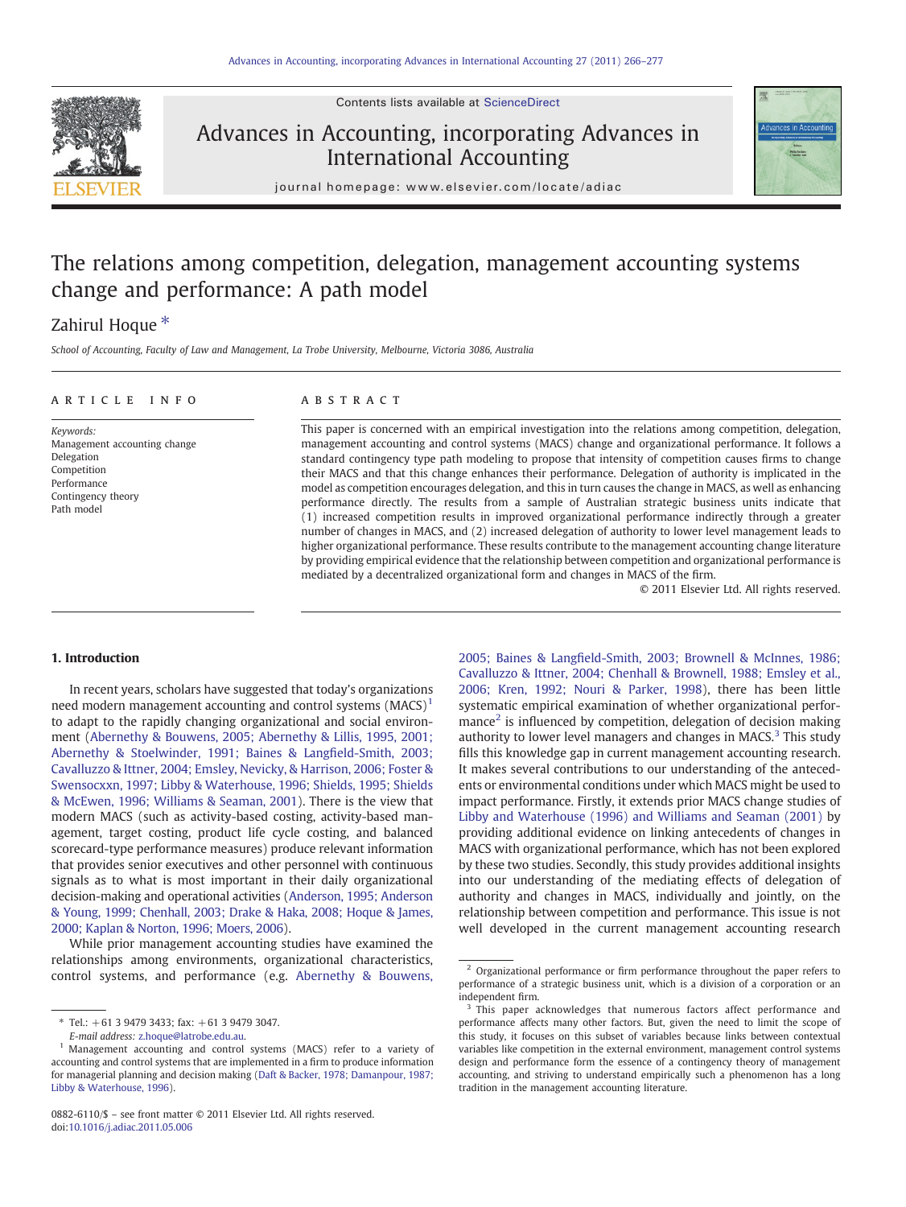# The relations among competition, delegation, management accounting systems change and performance: A path model

Zahirul Hoque *

School of Accounting, Faculty of Law and Management, La Trobe University, Melbourne, Victoria 3086, Australia

**ARTICLE INFO**

*Keywords:*
Management accounting change
Delegation
Competition
Performance
Contingency theory
Path model

**ABSTRACT**

This paper is concerned with an empirical investigation into the relations among competition, delegation, management accounting and control systems (MACS) change and organizational performance. It follows a standard contingency type path modeling to propose that intensity of competition causes firms to change their MACS and that this change enhances their performance. Delegation of authority is implicated in the model as competition encourages delegation, and this in turn causes the change in MACS, as well as enhancing performance directly. The results from a sample of Australian strategic business units indicate that (1) increased competition results in improved organizational performance indirectly through a greater number of changes in MACS, and (2) increased delegation of authority to lower level management leads to higher organizational performance. These results contribute to the management accounting change literature by providing empirical evidence that the relationship between competition and organizational performance is mediated by a decentralized organizational form and changes in MACS of the firm.

© 2011 Elsevier Ltd. All rights reserved.

## 1. Introduction

In recent years, scholars have suggested that today's organizations need modern management accounting and control systems (MACS)[1] to adapt to the rapidly changing organizational and social environment (Abernethy & Bouwens, 2005; Abernethy & Lillis, 1995, 2001; Abernethy & Stoelwinder, 1991; Baines & Langfield-Smith, 2003; Cavalluzzo & Ittner, 2004; Emsley, Nevicky, & Harrison, 2006; Foster & Swensocxxn, 1997; Libby & Waterhouse, 1996; Shields, 1995; Shields & McEwen, 1996; Williams & Seaman, 2001). There is the view that modern MACS (such as activity-based costing, activity-based management, target costing, product life cycle costing, and balanced scorecard-type performance measures) produce relevant information that provides senior executives and other personnel with continuous signals as to what is most important in their daily organizational decision-making and operational activities (Anderson, 1995; Anderson & Young, 1999; Chenhall, 2003; Drake & Haka, 2008; Hoque & James, 2000; Kaplan & Norton, 1996; Moers, 2006).

While prior management accounting studies have examined the relationships among environments, organizational characteristics, control systems, and performance (e.g. Abernethy & Bouwens, 2005; Baines & Langfield-Smith, 2003; Brownell & McInnes, 1986; Cavalluzzo & Ittner, 2004; Chenhall & Brownell, 1988; Emsley et al., 2006; Kren, 1992; Nouri & Parker, 1998), there has been little systematic empirical examination of whether organizational performance[2] is influenced by competition, delegation of decision making authority to lower level managers and changes in MACS.[3] This study fills this knowledge gap in current management accounting research. It makes several contributions to our understanding of the antecedents or environmental conditions under which MACS might be used to impact performance. Firstly, it extends prior MACS change studies of Libby and Waterhouse (1996) and Williams and Seaman (2001) by providing additional evidence on linking antecedents of changes in MACS with organizational performance, which has not been explored by these two studies. Secondly, this study provides additional insights into our understanding of the mediating effects of delegation of authority and changes in MACS, individually and jointly, on the relationship between competition and performance. This issue is not well developed in the current management accounting research

---

* Tel.: +61 3 9479 3433; fax: +61 3 9479 3047.
E-mail address: z.hoque@latrobe.edu.au.

[1] Management accounting and control systems (MACS) refer to a variety of accounting and control systems that are implemented in a firm to produce information for managerial planning and decision making (Daft & Backer, 1978; Damanpour, 1987; Libby & Waterhouse, 1996).

[2] Organizational performance or firm performance throughout the paper refers to performance of a strategic business unit, which is a division of a corporation or an independent firm.

[3] This paper acknowledges that numerous factors affect performance and performance affects many other factors. But, given the need to limit the scope of this study, it focuses on this subset of variables because links between contextual variables like competition in the external environment, management control systems design and performance form the essence of a contingency theory of management accounting, and striving to understand empirically such a phenomenon has a long tradition in the management accounting literature.

0882-6110/$ – see front matter © 2011 Elsevier Ltd. All rights reserved.
doi:10.1016/j.adiac.2011.05.006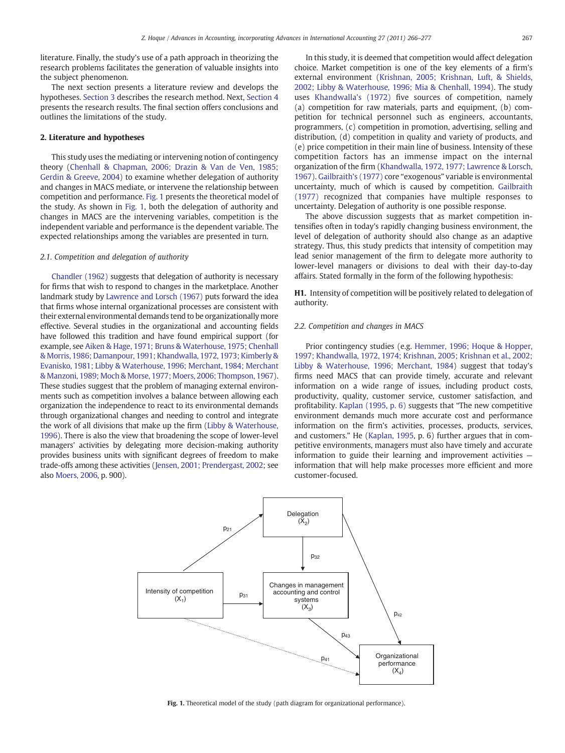literature. Finally, the study's use of a path approach in theorizing the research problems facilitates the generation of valuable insights into the subject phenomenon.

The next section presents a literature review and develops the hypotheses. Section 3 describes the research method. Next, Section 4 presents the research results. The final section offers conclusions and outlines the limitations of the study.

## 2. Literature and hypotheses

This study uses the mediating or intervening notion of contingency theory (Chenhall & Chapman, 2006; Drazin & Van de Ven, 1985; Gerdin & Greeve, 2004) to examine whether delegation of authority and changes in MACS mediate, or intervene the relationship between competition and performance. Fig. 1 presents the theoretical model of the study. As shown in Fig. 1, both the delegation of authority and changes in MACS are the intervening variables, competition is the independent variable and performance is the dependent variable. The expected relationships among the variables are presented in turn.

### 2.1. Competition and delegation of authority

Chandler (1962) suggests that delegation of authority is necessary for firms that wish to respond to changes in the marketplace. Another landmark study by Lawrence and Lorsch (1967) puts forward the idea that firms whose internal organizational processes are consistent with their external environmental demands tend to be organizationally more effective. Several studies in the organizational and accounting fields have followed this tradition and have found empirical support (for example, see Aiken & Hage, 1971; Bruns & Waterhouse, 1975; Chenhall & Morris, 1986; Damanpour, 1991; Khandwalla, 1972, 1973; Kimberly & Evanisko, 1981; Libby & Waterhouse, 1996; Merchant, 1984; Merchant & Manzoni, 1989; Moch & Morse, 1977; Moers, 2006; Thompson, 1967). These studies suggest that the problem of managing external environments such as competition involves a balance between allowing each organization the independence to react to its environmental demands through organizational changes and needing to control and integrate the work of all divisions that make up the firm (Libby & Waterhouse, 1996). There is also the view that broadening the scope of lower-level managers' activities by delegating more decision-making authority provides business units with significant degrees of freedom to make trade-offs among these activities (Jensen, 2001; Prendergast, 2002; see also Moers, 2006, p. 900).

In this study, it is deemed that competition would affect delegation choice. Market competition is one of the key elements of a firm's external environment (Krishnan, 2005; Krishnan, Luft, & Shields, 2002; Libby & Waterhouse, 1996; Mia & Chenhall, 1994). The study uses Khandwalla's (1972) five sources of competition, namely (a) competition for raw materials, parts and equipment, (b) competition for technical personnel such as engineers, accountants, programmers, (c) competition in promotion, advertising, selling and distribution, (d) competition in quality and variety of products, and (e) price competition in their main line of business. Intensity of these competition factors has an immense impact on the internal organization of the firm (Khandwalla, 1972, 1977; Lawrence & Lorsch, 1967). Gailbraith's (1977) core "exogenous" variable is environmental uncertainty, much of which is caused by competition. Gailbraith (1977) recognized that companies have multiple responses to uncertainty. Delegation of authority is one possible response.

The above discussion suggests that as market competition intensifies often in today's rapidly changing business environment, the level of delegation of authority should also change as an adaptive strategy. Thus, this study predicts that intensity of competition may lead senior management of the firm to delegate more authority to lower-level managers or divisions to deal with their day-to-day affairs. Stated formally in the form of the following hypothesis:

**H1.** Intensity of competition will be positively related to delegation of authority.

### 2.2. Competition and changes in MACS

Prior contingency studies (e.g. Hemmer, 1996; Hoque & Hopper, 1997; Khandwalla, 1972, 1974; Krishnan, 2005; Krishnan et al., 2002; Libby & Waterhouse, 1996; Merchant, 1984) suggest that today's firms need MACS that can provide timely, accurate and relevant information on a wide range of issues, including product costs, productivity, quality, customer service, customer satisfaction, and profitability. Kaplan (1995, p. 6) suggests that "The new competitive environment demands much more accurate cost and performance information on the firm's activities, processes, products, services, and customers." He (Kaplan, 1995, p. 6) further argues that in competitive environments, managers must also have timely and accurate information to guide their learning and improvement activities — information that will help make processes more efficient and more customer-focused.

**Fig. 1.** Theoretical model of the study (path diagram for organizational performance).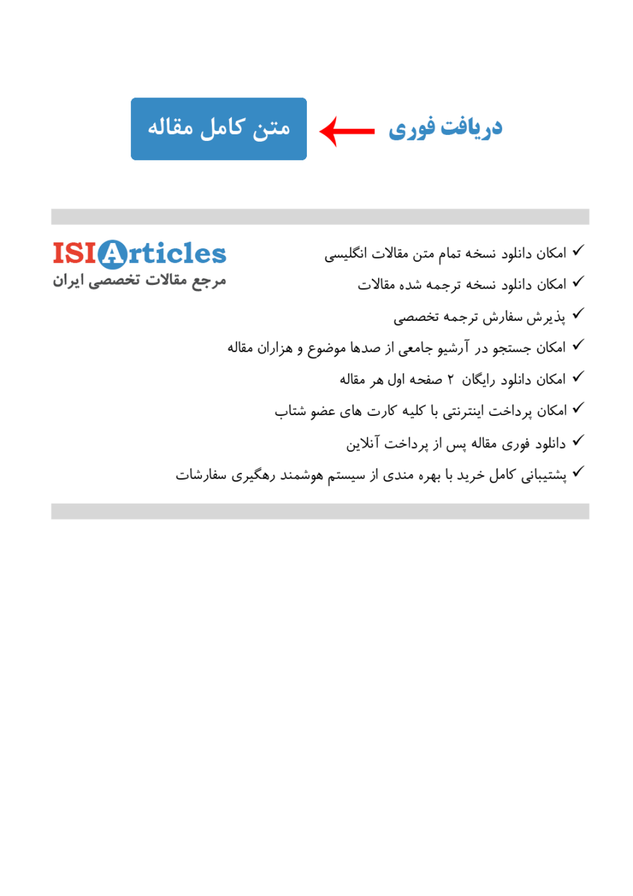دریافت فوری ← **متن کامل مقاله**

**ISIArticles**
مرجع مقالات تخصصی ایران

- ✓ امکان دانلود نسخه تمام متن مقالات انگلیسی
- ✓ امکان دانلود نسخه ترجمه شده مقالات
- ✓ پذیرش سفارش ترجمه تخصصی
- ✓ امکان جستجو در آرشیو جامعی از صدها موضوع و هزاران مقاله
- ✓ امکان دانلود رایگان ۲ صفحه اول هر مقاله
- ✓ امکان پرداخت اینترنتی با کلیه کارت های عضو شتاب
- ✓ دانلود فوری مقاله پس از پرداخت آنلاین
- ✓ پشتیبانی کامل خرید با بهره مندی از سیستم هوشمند رهگیری سفارشات